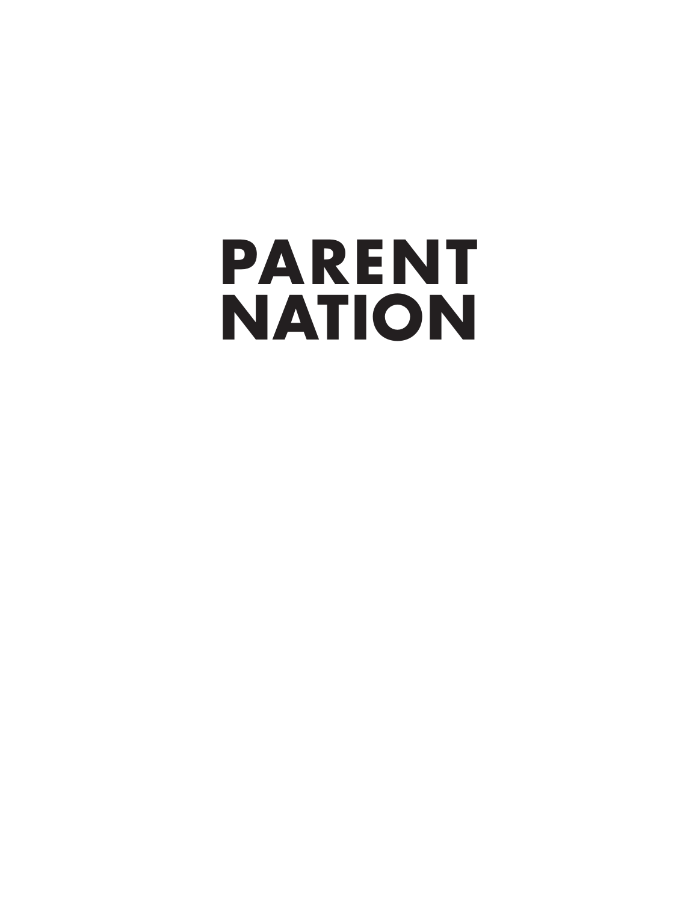# PARENT NATION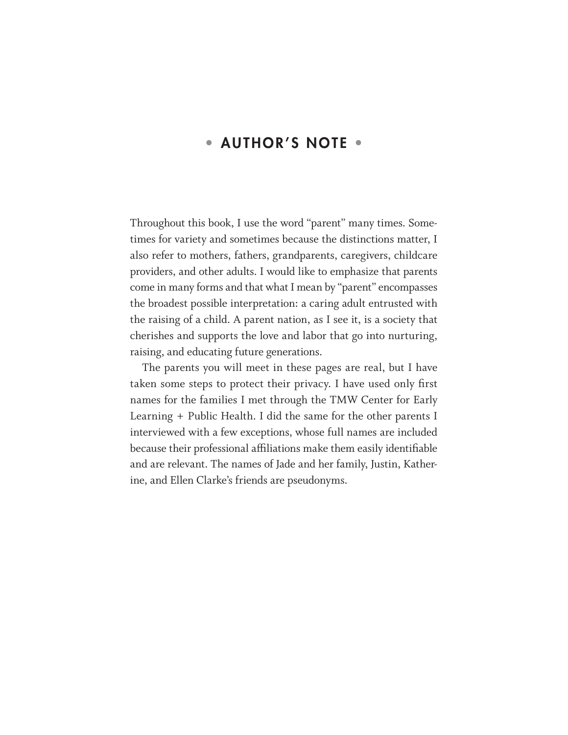# • AUTHOR'S NOTE •

Throughout this book, I use the word "parent" many times. Sometimes for variety and sometimes because the distinctions matter, I also refer to mothers, fathers, grandparents, caregivers, childcare providers, and other adults. I would like to emphasize that parents come in many forms and that what I mean by "parent" encompasses the broadest possible interpretation: a caring adult entrusted with the raising of a child. A parent nation, as I see it, is a society that cherishes and supports the love and labor that go into nurturing, raising, and educating future generations.

The parents you will meet in these pages are real, but I have taken some steps to protect their privacy. I have used only first names for the families I met through the TMW Center for Early Learning + Public Health. I did the same for the other parents I interviewed with a few exceptions, whose full names are included because their professional affiliations make them easily identifiable and are relevant. The names of Jade and her family, Justin, Katherine, and Ellen Clarke's friends are pseudonyms.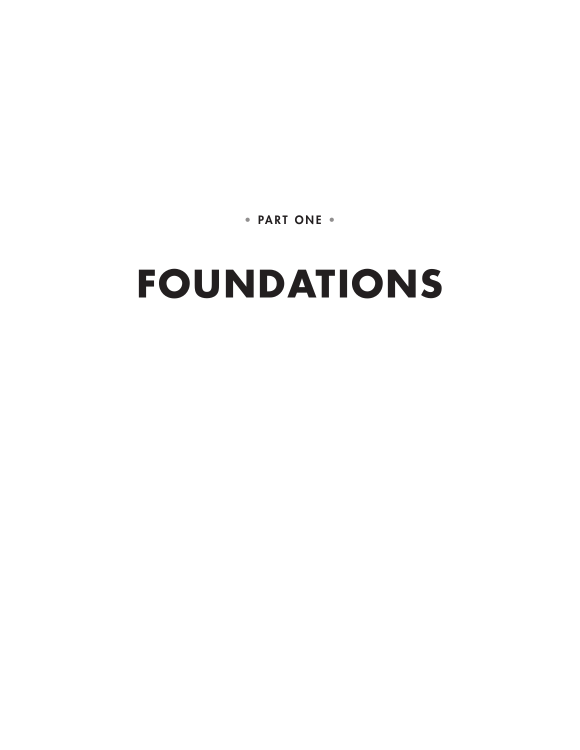• PART ONE •

# FOUNDATIONS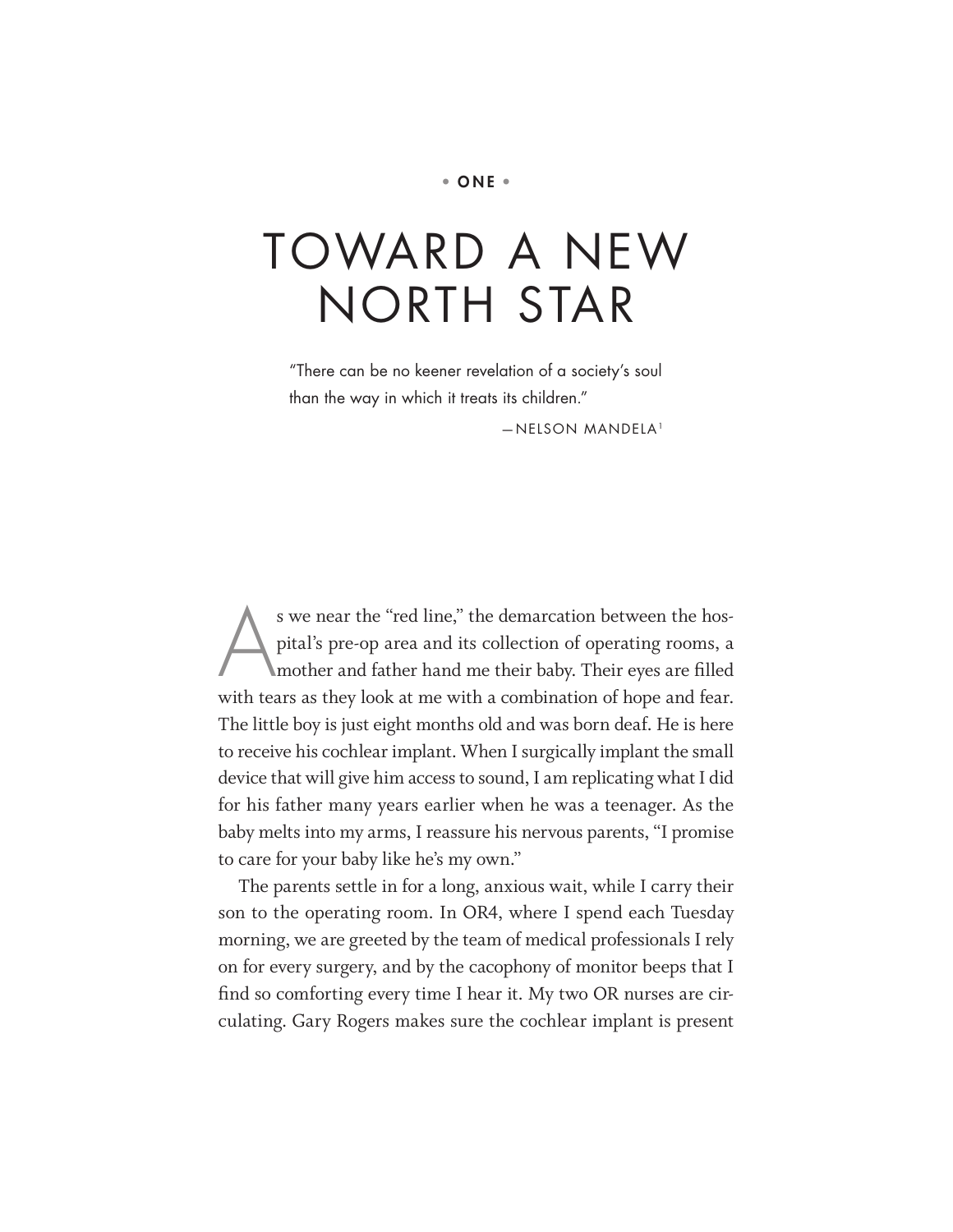• ONE •

# TOWARD A NEW NORTH STAR

> "There can be no keener revelation of a society's soul than the way in which it treats its children."
>
> —NELSON MANDELA[1]

As we near the "red line," the demarcation between the hospital's pre-op area and its collection of operating rooms, a mother and father hand me their baby. Their eyes are filled with tears as they look at me with a combination of hope and fear. The little boy is just eight months old and was born deaf. He is here to receive his cochlear implant. When I surgically implant the small device that will give him access to sound, I am replicating what I did for his father many years earlier when he was a teenager. As the baby melts into my arms, I reassure his nervous parents, "I promise to care for your baby like he's my own."

The parents settle in for a long, anxious wait, while I carry their son to the operating room. In OR4, where I spend each Tuesday morning, we are greeted by the team of medical professionals I rely on for every surgery, and by the cacophony of monitor beeps that I find so comforting every time I hear it. My two OR nurses are circulating. Gary Rogers makes sure the cochlear implant is present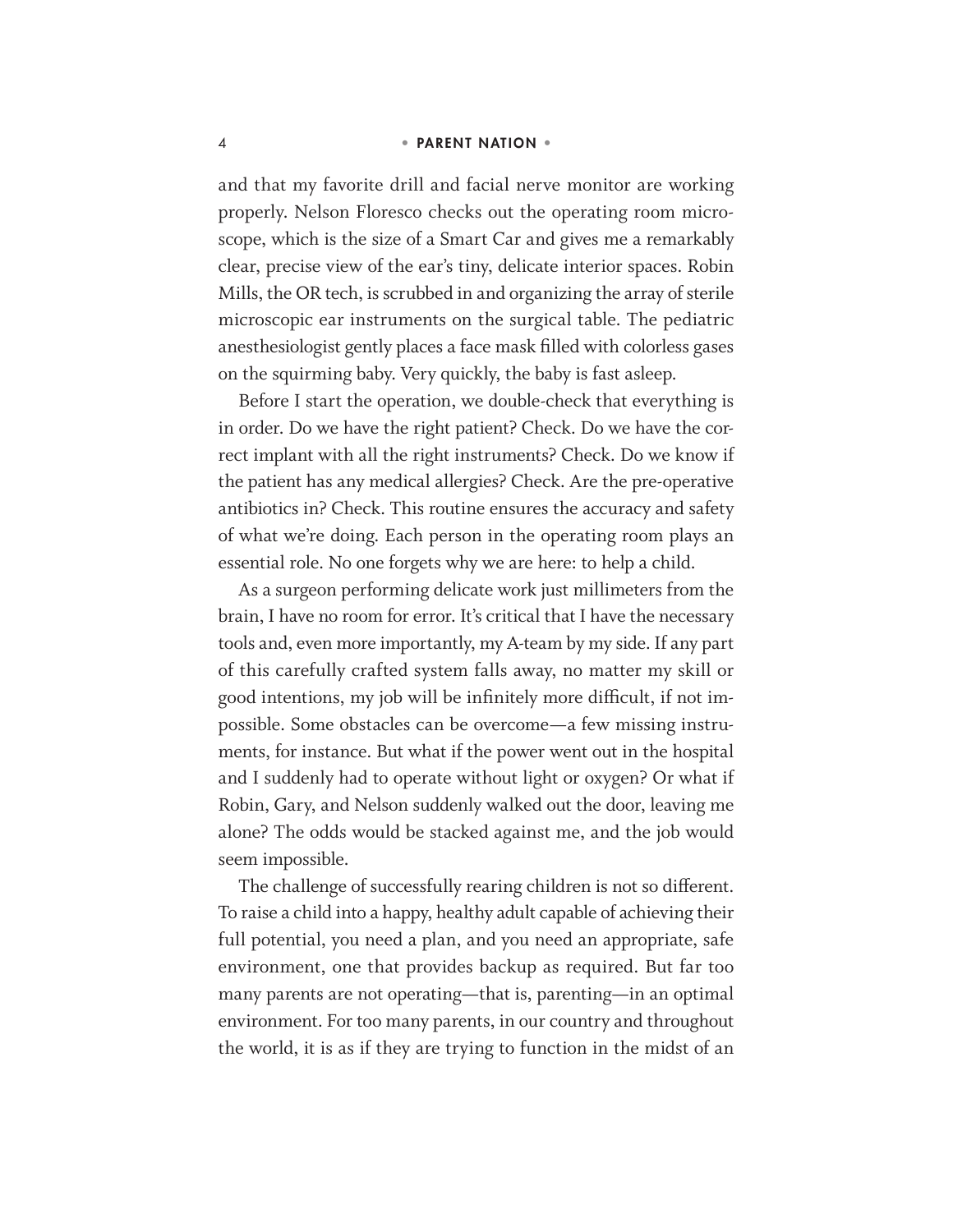and that my favorite drill and facial nerve monitor are working properly. Nelson Floresco checks out the operating room microscope, which is the size of a Smart Car and gives me a remarkably clear, precise view of the ear's tiny, delicate interior spaces. Robin Mills, the OR tech, is scrubbed in and organizing the array of sterile microscopic ear instruments on the surgical table. The pediatric anesthesiologist gently places a face mask filled with colorless gases on the squirming baby. Very quickly, the baby is fast asleep.

Before I start the operation, we double-check that everything is in order. Do we have the right patient? Check. Do we have the correct implant with all the right instruments? Check. Do we know if the patient has any medical allergies? Check. Are the pre-operative antibiotics in? Check. This routine ensures the accuracy and safety of what we're doing. Each person in the operating room plays an essential role. No one forgets why we are here: to help a child.

As a surgeon performing delicate work just millimeters from the brain, I have no room for error. It's critical that I have the necessary tools and, even more importantly, my A-team by my side. If any part of this carefully crafted system falls away, no matter my skill or good intentions, my job will be infinitely more difficult, if not impossible. Some obstacles can be overcome—a few missing instruments, for instance. But what if the power went out in the hospital and I suddenly had to operate without light or oxygen? Or what if Robin, Gary, and Nelson suddenly walked out the door, leaving me alone? The odds would be stacked against me, and the job would seem impossible.

The challenge of successfully rearing children is not so different. To raise a child into a happy, healthy adult capable of achieving their full potential, you need a plan, and you need an appropriate, safe environment, one that provides backup as required. But far too many parents are not operating—that is, parenting—in an optimal environment. For too many parents, in our country and throughout the world, it is as if they are trying to function in the midst of an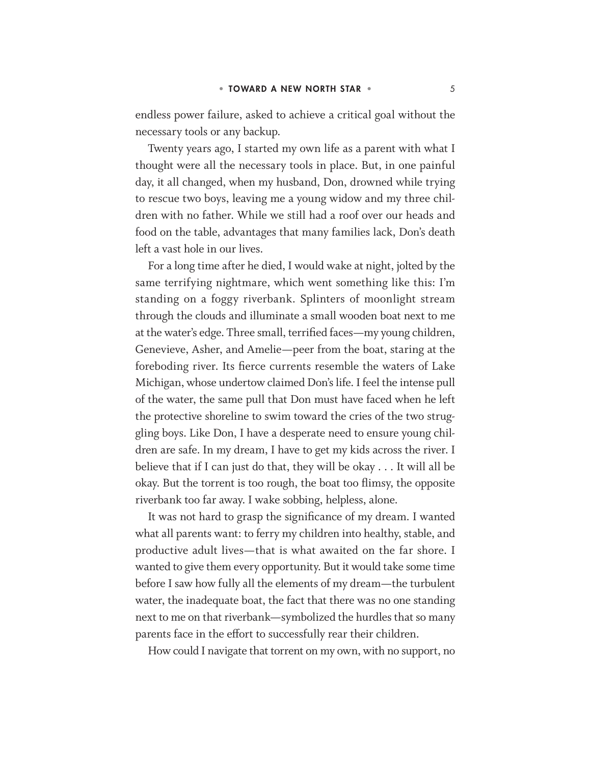endless power failure, asked to achieve a critical goal without the necessary tools or any backup.

Twenty years ago, I started my own life as a parent with what I thought were all the necessary tools in place. But, in one painful day, it all changed, when my husband, Don, drowned while trying to rescue two boys, leaving me a young widow and my three children with no father. While we still had a roof over our heads and food on the table, advantages that many families lack, Don's death left a vast hole in our lives.

For a long time after he died, I would wake at night, jolted by the same terrifying nightmare, which went something like this: I'm standing on a foggy riverbank. Splinters of moonlight stream through the clouds and illuminate a small wooden boat next to me at the water's edge. Three small, terrified faces—my young children, Genevieve, Asher, and Amelie—peer from the boat, staring at the foreboding river. Its fierce currents resemble the waters of Lake Michigan, whose undertow claimed Don's life. I feel the intense pull of the water, the same pull that Don must have faced when he left the protective shoreline to swim toward the cries of the two struggling boys. Like Don, I have a desperate need to ensure young children are safe. In my dream, I have to get my kids across the river. I believe that if I can just do that, they will be okay . . . It will all be okay. But the torrent is too rough, the boat too flimsy, the opposite riverbank too far away. I wake sobbing, helpless, alone.

It was not hard to grasp the significance of my dream. I wanted what all parents want: to ferry my children into healthy, stable, and productive adult lives—that is what awaited on the far shore. I wanted to give them every opportunity. But it would take some time before I saw how fully all the elements of my dream—the turbulent water, the inadequate boat, the fact that there was no one standing next to me on that riverbank—symbolized the hurdles that so many parents face in the effort to successfully rear their children.

How could I navigate that torrent on my own, with no support, no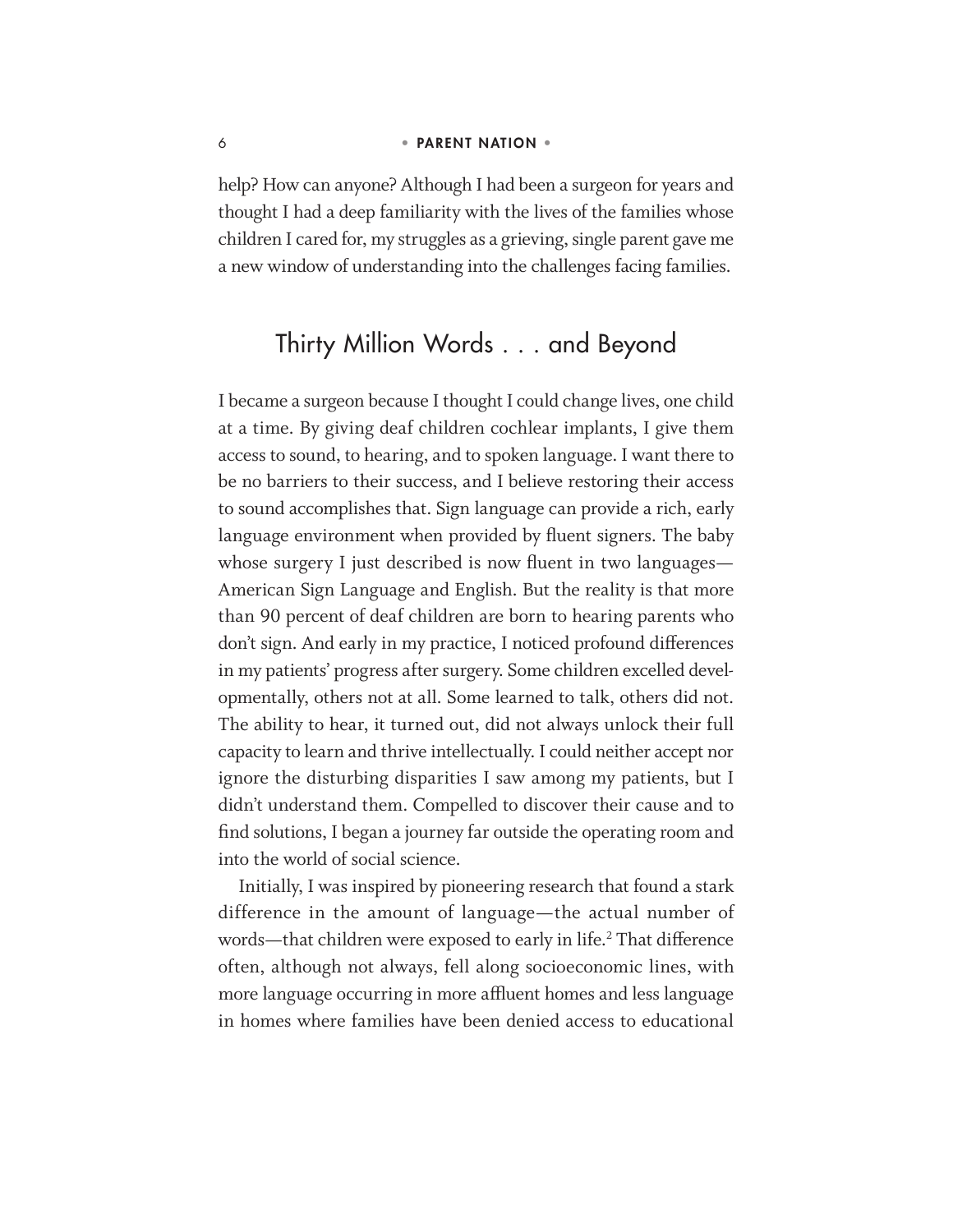help? How can anyone? Although I had been a surgeon for years and thought I had a deep familiarity with the lives of the families whose children I cared for, my struggles as a grieving, single parent gave me a new window of understanding into the challenges facing families.

## Thirty Million Words . . . and Beyond

I became a surgeon because I thought I could change lives, one child at a time. By giving deaf children cochlear implants, I give them access to sound, to hearing, and to spoken language. I want there to be no barriers to their success, and I believe restoring their access to sound accomplishes that. Sign language can provide a rich, early language environment when provided by fluent signers. The baby whose surgery I just described is now fluent in two languages—American Sign Language and English. But the reality is that more than 90 percent of deaf children are born to hearing parents who don't sign. And early in my practice, I noticed profound differences in my patients' progress after surgery. Some children excelled developmentally, others not at all. Some learned to talk, others did not. The ability to hear, it turned out, did not always unlock their full capacity to learn and thrive intellectually. I could neither accept nor ignore the disturbing disparities I saw among my patients, but I didn't understand them. Compelled to discover their cause and to find solutions, I began a journey far outside the operating room and into the world of social science.

Initially, I was inspired by pioneering research that found a stark difference in the amount of language—the actual number of words—that children were exposed to early in life.[2] That difference often, although not always, fell along socioeconomic lines, with more language occurring in more affluent homes and less language in homes where families have been denied access to educational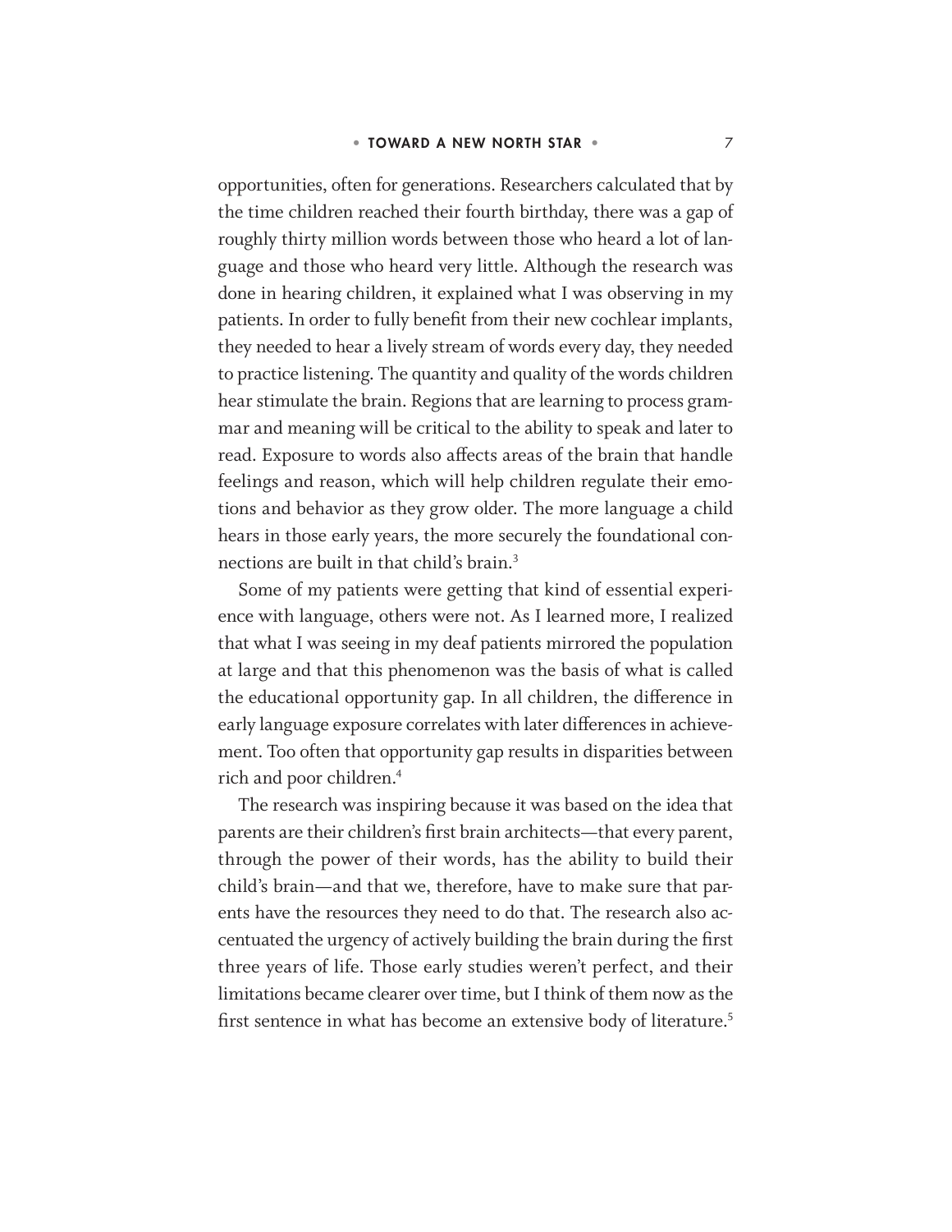opportunities, often for generations. Researchers calculated that by the time children reached their fourth birthday, there was a gap of roughly thirty million words between those who heard a lot of language and those who heard very little. Although the research was done in hearing children, it explained what I was observing in my patients. In order to fully benefit from their new cochlear implants, they needed to hear a lively stream of words every day, they needed to practice listening. The quantity and quality of the words children hear stimulate the brain. Regions that are learning to process grammar and meaning will be critical to the ability to speak and later to read. Exposure to words also affects areas of the brain that handle feelings and reason, which will help children regulate their emotions and behavior as they grow older. The more language a child hears in those early years, the more securely the foundational connections are built in that child's brain.[3]

Some of my patients were getting that kind of essential experience with language, others were not. As I learned more, I realized that what I was seeing in my deaf patients mirrored the population at large and that this phenomenon was the basis of what is called the educational opportunity gap. In all children, the difference in early language exposure correlates with later differences in achievement. Too often that opportunity gap results in disparities between rich and poor children.[4]

The research was inspiring because it was based on the idea that parents are their children's first brain architects—that every parent, through the power of their words, has the ability to build their child's brain—and that we, therefore, have to make sure that parents have the resources they need to do that. The research also accentuated the urgency of actively building the brain during the first three years of life. Those early studies weren't perfect, and their limitations became clearer over time, but I think of them now as the first sentence in what has become an extensive body of literature.[5]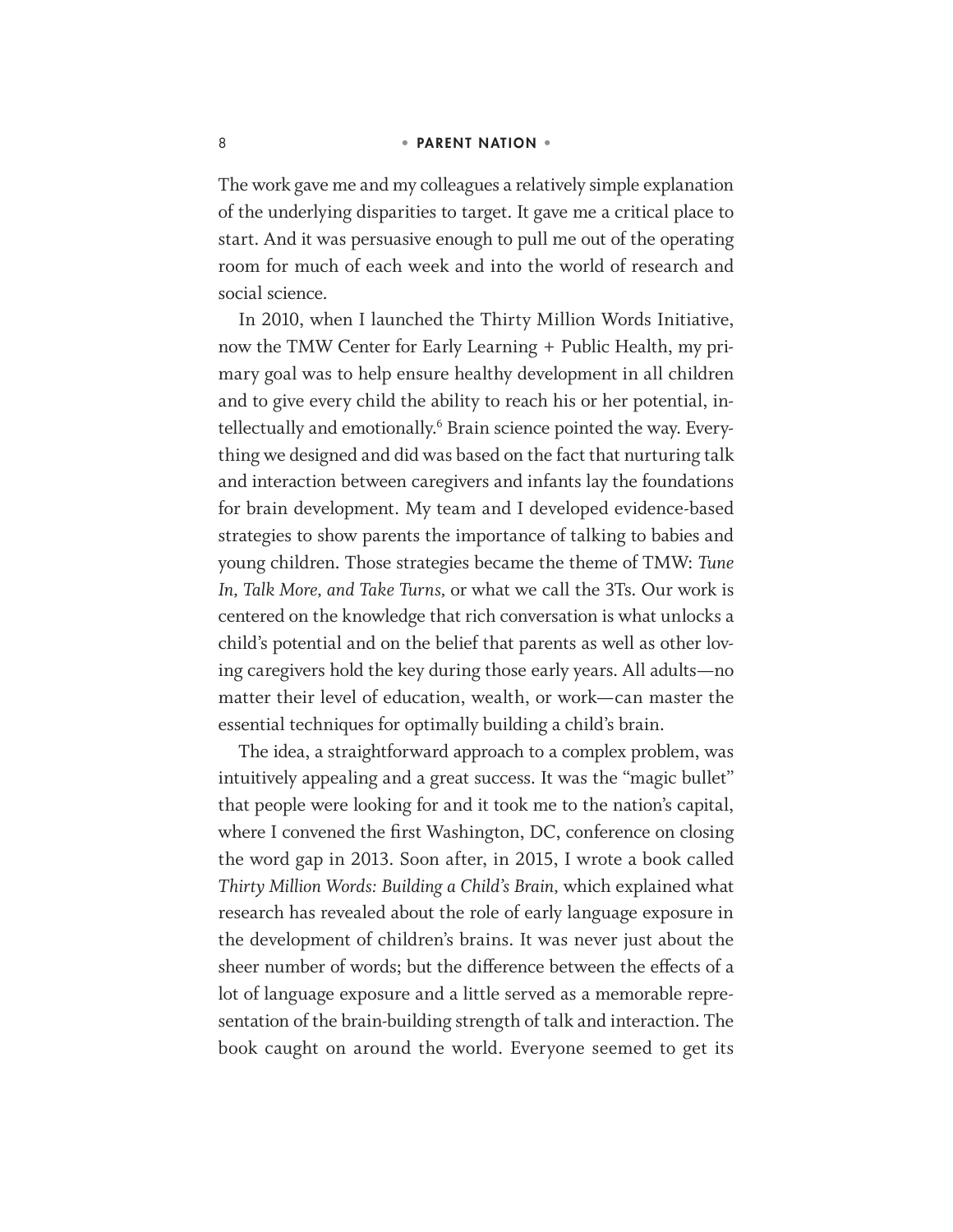The work gave me and my colleagues a relatively simple explanation of the underlying disparities to target. It gave me a critical place to start. And it was persuasive enough to pull me out of the operating room for much of each week and into the world of research and social science.

In 2010, when I launched the Thirty Million Words Initiative, now the TMW Center for Early Learning + Public Health, my primary goal was to help ensure healthy development in all children and to give every child the ability to reach his or her potential, intellectually and emotionally.[6] Brain science pointed the way. Everything we designed and did was based on the fact that nurturing talk and interaction between caregivers and infants lay the foundations for brain development. My team and I developed evidence-based strategies to show parents the importance of talking to babies and young children. Those strategies became the theme of TMW: *Tune In, Talk More, and Take Turns,* or what we call the 3Ts. Our work is centered on the knowledge that rich conversation is what unlocks a child's potential and on the belief that parents as well as other loving caregivers hold the key during those early years. All adults—no matter their level of education, wealth, or work—can master the essential techniques for optimally building a child's brain.

The idea, a straightforward approach to a complex problem, was intuitively appealing and a great success. It was the "magic bullet" that people were looking for and it took me to the nation's capital, where I convened the first Washington, DC, conference on closing the word gap in 2013. Soon after, in 2015, I wrote a book called *Thirty Million Words: Building a Child's Brain,* which explained what research has revealed about the role of early language exposure in the development of children's brains. It was never just about the sheer number of words; but the difference between the effects of a lot of language exposure and a little served as a memorable representation of the brain-building strength of talk and interaction. The book caught on around the world. Everyone seemed to get its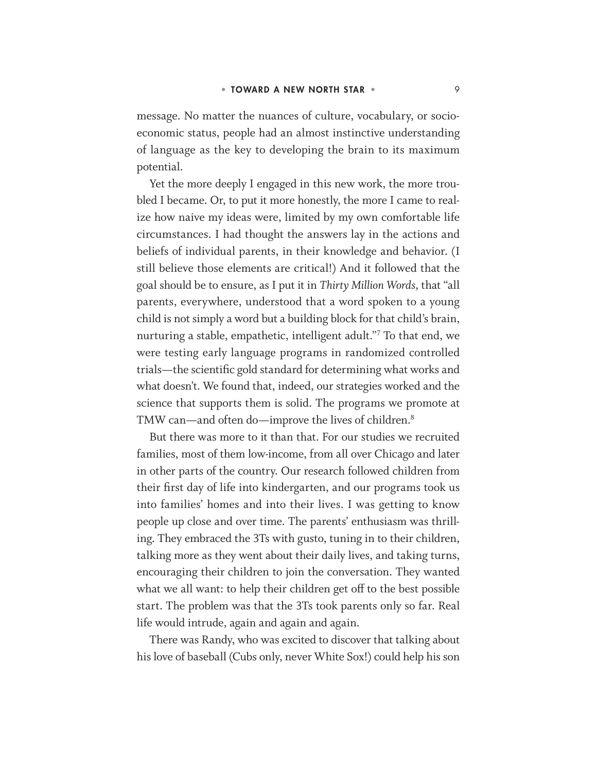message. No matter the nuances of culture, vocabulary, or socioeconomic status, people had an almost instinctive understanding of language as the key to developing the brain to its maximum potential.

Yet the more deeply I engaged in this new work, the more troubled I became. Or, to put it more honestly, the more I came to realize how naive my ideas were, limited by my own comfortable life circumstances. I had thought the answers lay in the actions and beliefs of individual parents, in their knowledge and behavior. (I still believe those elements are critical!) And it followed that the goal should be to ensure, as I put it in *Thirty Million Words*, that "all parents, everywhere, understood that a word spoken to a young child is not simply a word but a building block for that child's brain, nurturing a stable, empathetic, intelligent adult."[7] To that end, we were testing early language programs in randomized controlled trials—the scientific gold standard for determining what works and what doesn't. We found that, indeed, our strategies worked and the science that supports them is solid. The programs we promote at TMW can—and often do—improve the lives of children.[8]

But there was more to it than that. For our studies we recruited families, most of them low-income, from all over Chicago and later in other parts of the country. Our research followed children from their first day of life into kindergarten, and our programs took us into families' homes and into their lives. I was getting to know people up close and over time. The parents' enthusiasm was thrilling. They embraced the 3Ts with gusto, tuning in to their children, talking more as they went about their daily lives, and taking turns, encouraging their children to join the conversation. They wanted what we all want: to help their children get off to the best possible start. The problem was that the 3Ts took parents only so far. Real life would intrude, again and again and again.

There was Randy, who was excited to discover that talking about his love of baseball (Cubs only, never White Sox!) could help his son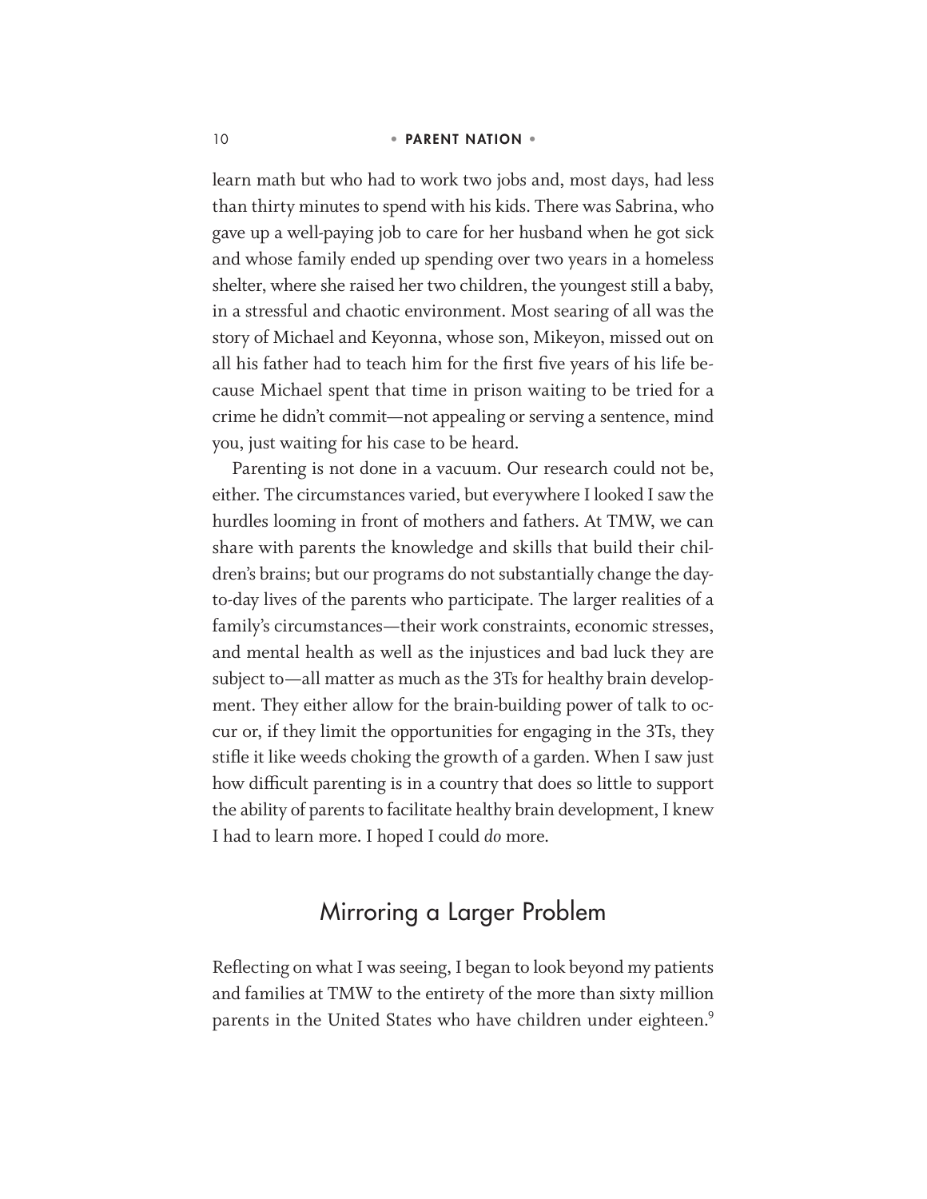learn math but who had to work two jobs and, most days, had less than thirty minutes to spend with his kids. There was Sabrina, who gave up a well-paying job to care for her husband when he got sick and whose family ended up spending over two years in a homeless shelter, where she raised her two children, the youngest still a baby, in a stressful and chaotic environment. Most searing of all was the story of Michael and Keyonna, whose son, Mikeyon, missed out on all his father had to teach him for the first five years of his life because Michael spent that time in prison waiting to be tried for a crime he didn't commit—not appealing or serving a sentence, mind you, just waiting for his case to be heard.

Parenting is not done in a vacuum. Our research could not be, either. The circumstances varied, but everywhere I looked I saw the hurdles looming in front of mothers and fathers. At TMW, we can share with parents the knowledge and skills that build their children's brains; but our programs do not substantially change the day-to-day lives of the parents who participate. The larger realities of a family's circumstances—their work constraints, economic stresses, and mental health as well as the injustices and bad luck they are subject to—all matter as much as the 3Ts for healthy brain development. They either allow for the brain-building power of talk to occur or, if they limit the opportunities for engaging in the 3Ts, they stifle it like weeds choking the growth of a garden. When I saw just how difficult parenting is in a country that does so little to support the ability of parents to facilitate healthy brain development, I knew I had to learn more. I hoped I could *do* more.

## Mirroring a Larger Problem

Reflecting on what I was seeing, I began to look beyond my patients and families at TMW to the entirety of the more than sixty million parents in the United States who have children under eighteen.[9]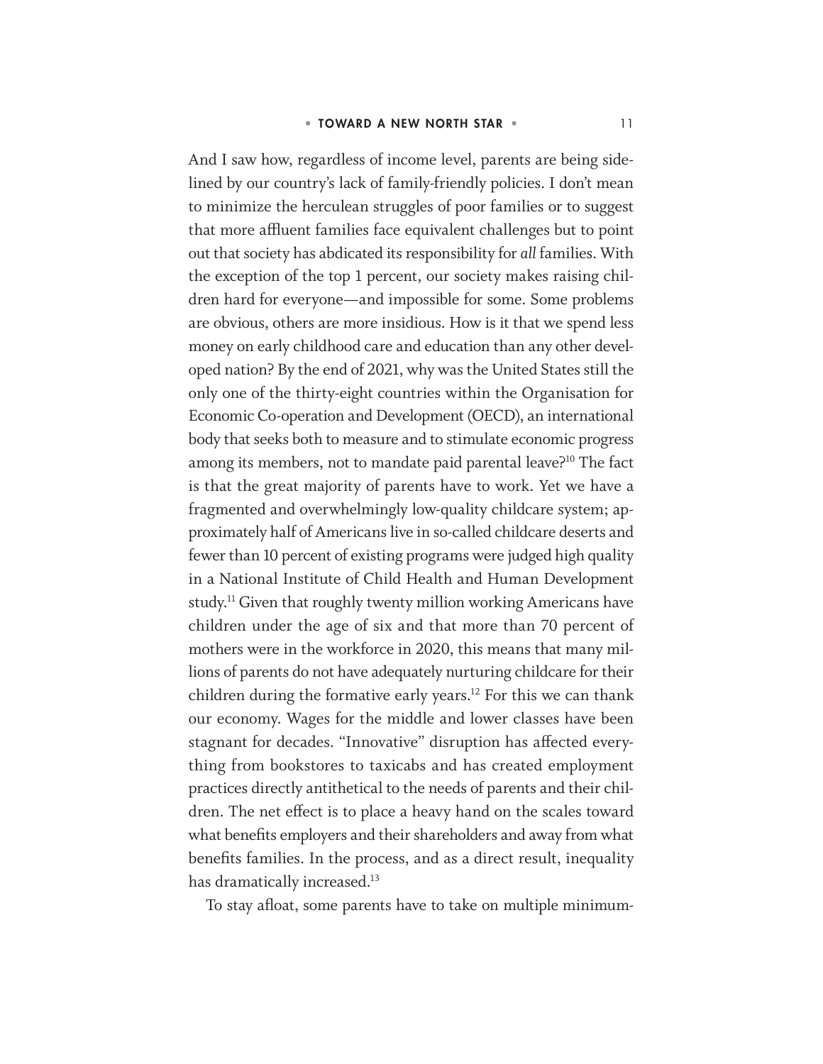And I saw how, regardless of income level, parents are being sidelined by our country's lack of family-friendly policies. I don't mean to minimize the herculean struggles of poor families or to suggest that more affluent families face equivalent challenges but to point out that society has abdicated its responsibility for *all* families. With the exception of the top 1 percent, our society makes raising children hard for everyone—and impossible for some. Some problems are obvious, others are more insidious. How is it that we spend less money on early childhood care and education than any other developed nation? By the end of 2021, why was the United States still the only one of the thirty-eight countries within the Organisation for Economic Co-operation and Development (OECD), an international body that seeks both to measure and to stimulate economic progress among its members, not to mandate paid parental leave?[10] The fact is that the great majority of parents have to work. Yet we have a fragmented and overwhelmingly low-quality childcare system; approximately half of Americans live in so-called childcare deserts and fewer than 10 percent of existing programs were judged high quality in a National Institute of Child Health and Human Development study.[11] Given that roughly twenty million working Americans have children under the age of six and that more than 70 percent of mothers were in the workforce in 2020, this means that many millions of parents do not have adequately nurturing childcare for their children during the formative early years.[12] For this we can thank our economy. Wages for the middle and lower classes have been stagnant for decades. "Innovative" disruption has affected everything from bookstores to taxicabs and has created employment practices directly antithetical to the needs of parents and their children. The net effect is to place a heavy hand on the scales toward what benefits employers and their shareholders and away from what benefits families. In the process, and as a direct result, inequality has dramatically increased.[13]

To stay afloat, some parents have to take on multiple minimum-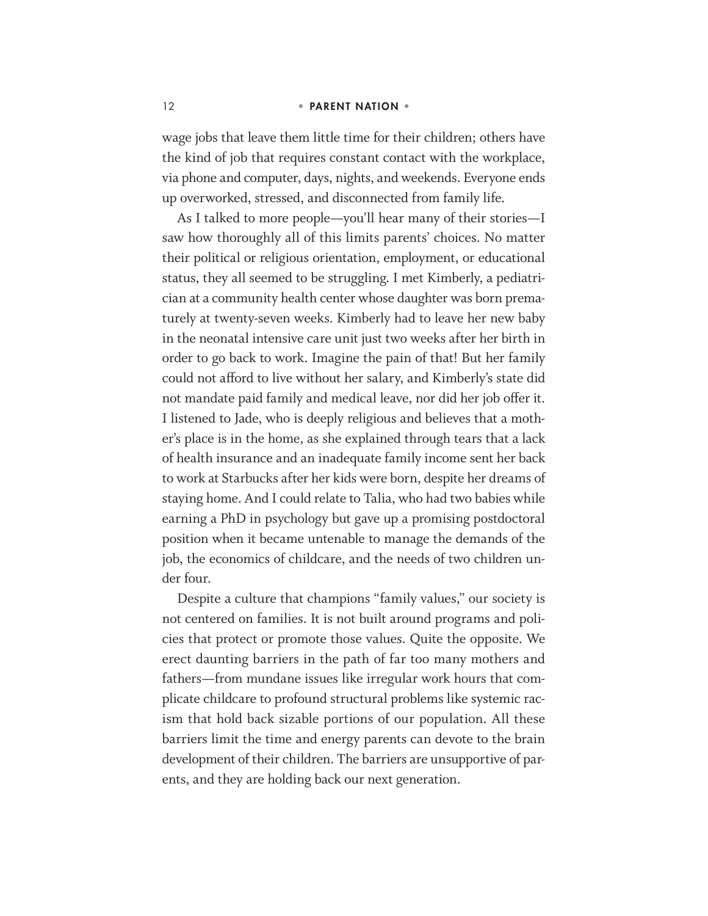wage jobs that leave them little time for their children; others have the kind of job that requires constant contact with the workplace, via phone and computer, days, nights, and weekends. Everyone ends up overworked, stressed, and disconnected from family life.

As I talked to more people—you'll hear many of their stories—I saw how thoroughly all of this limits parents' choices. No matter their political or religious orientation, employment, or educational status, they all seemed to be struggling. I met Kimberly, a pediatrician at a community health center whose daughter was born prematurely at twenty-seven weeks. Kimberly had to leave her new baby in the neonatal intensive care unit just two weeks after her birth in order to go back to work. Imagine the pain of that! But her family could not afford to live without her salary, and Kimberly's state did not mandate paid family and medical leave, nor did her job offer it. I listened to Jade, who is deeply religious and believes that a mother's place is in the home, as she explained through tears that a lack of health insurance and an inadequate family income sent her back to work at Starbucks after her kids were born, despite her dreams of staying home. And I could relate to Talia, who had two babies while earning a PhD in psychology but gave up a promising postdoctoral position when it became untenable to manage the demands of the job, the economics of childcare, and the needs of two children under four.

Despite a culture that champions "family values," our society is not centered on families. It is not built around programs and policies that protect or promote those values. Quite the opposite. We erect daunting barriers in the path of far too many mothers and fathers—from mundane issues like irregular work hours that complicate childcare to profound structural problems like systemic racism that hold back sizable portions of our population. All these barriers limit the time and energy parents can devote to the brain development of their children. The barriers are unsupportive of parents, and they are holding back our next generation.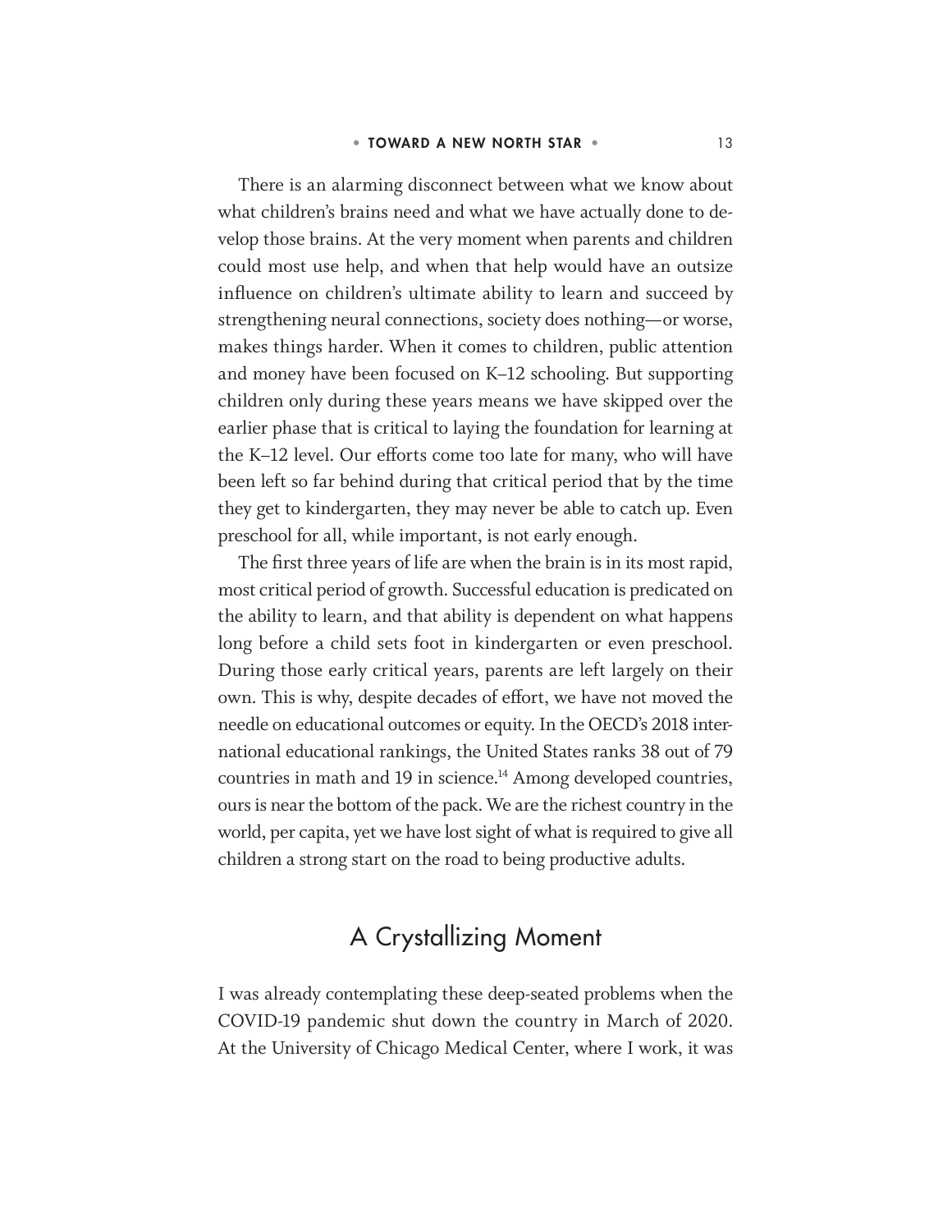There is an alarming disconnect between what we know about what children's brains need and what we have actually done to develop those brains. At the very moment when parents and children could most use help, and when that help would have an outsize influence on children's ultimate ability to learn and succeed by strengthening neural connections, society does nothing—or worse, makes things harder. When it comes to children, public attention and money have been focused on K–12 schooling. But supporting children only during these years means we have skipped over the earlier phase that is critical to laying the foundation for learning at the K–12 level. Our efforts come too late for many, who will have been left so far behind during that critical period that by the time they get to kindergarten, they may never be able to catch up. Even preschool for all, while important, is not early enough.

The first three years of life are when the brain is in its most rapid, most critical period of growth. Successful education is predicated on the ability to learn, and that ability is dependent on what happens long before a child sets foot in kindergarten or even preschool. During those early critical years, parents are left largely on their own. This is why, despite decades of effort, we have not moved the needle on educational outcomes or equity. In the OECD's 2018 international educational rankings, the United States ranks 38 out of 79 countries in math and 19 in science.[14] Among developed countries, ours is near the bottom of the pack. We are the richest country in the world, per capita, yet we have lost sight of what is required to give all children a strong start on the road to being productive adults.

## A Crystallizing Moment

I was already contemplating these deep-seated problems when the COVID-19 pandemic shut down the country in March of 2020. At the University of Chicago Medical Center, where I work, it was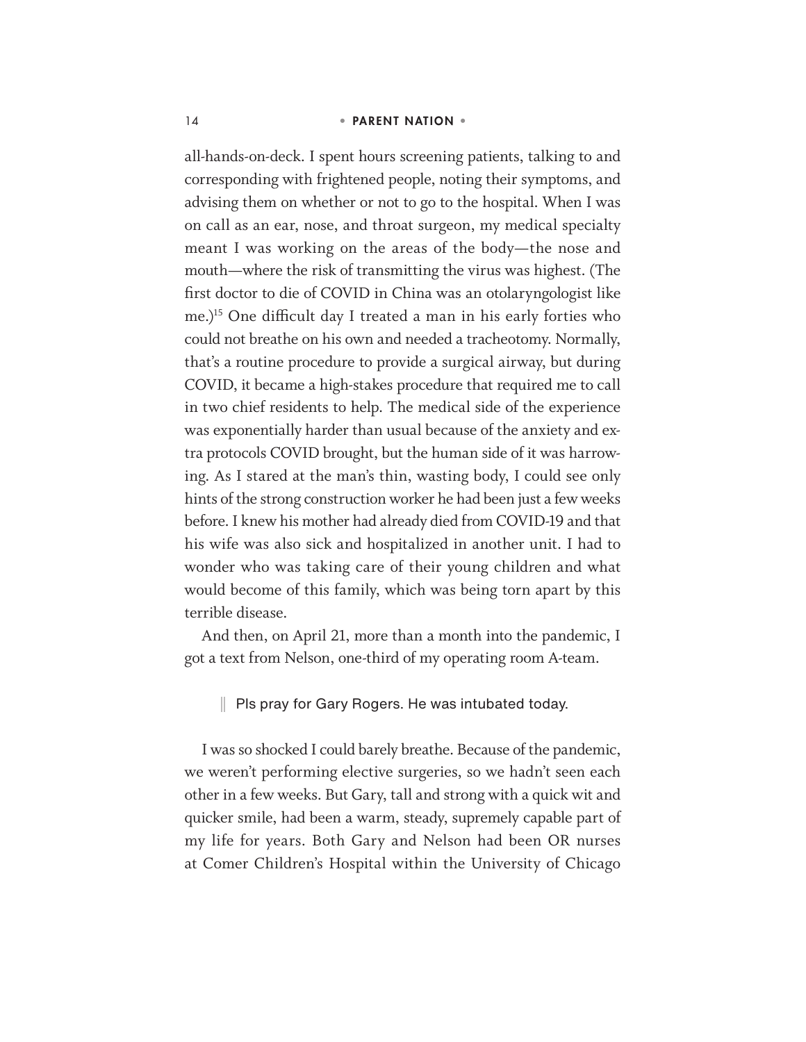all-hands-on-deck. I spent hours screening patients, talking to and corresponding with frightened people, noting their symptoms, and advising them on whether or not to go to the hospital. When I was on call as an ear, nose, and throat surgeon, my medical specialty meant I was working on the areas of the body—the nose and mouth—where the risk of transmitting the virus was highest. (The first doctor to die of COVID in China was an otolaryngologist like me.)[15] One difficult day I treated a man in his early forties who could not breathe on his own and needed a tracheotomy. Normally, that's a routine procedure to provide a surgical airway, but during COVID, it became a high-stakes procedure that required me to call in two chief residents to help. The medical side of the experience was exponentially harder than usual because of the anxiety and extra protocols COVID brought, but the human side of it was harrowing. As I stared at the man's thin, wasting body, I could see only hints of the strong construction worker he had been just a few weeks before. I knew his mother had already died from COVID-19 and that his wife was also sick and hospitalized in another unit. I had to wonder who was taking care of their young children and what would become of this family, which was being torn apart by this terrible disease.

And then, on April 21, more than a month into the pandemic, I got a text from Nelson, one-third of my operating room A-team.

> Pls pray for Gary Rogers. He was intubated today.

I was so shocked I could barely breathe. Because of the pandemic, we weren't performing elective surgeries, so we hadn't seen each other in a few weeks. But Gary, tall and strong with a quick wit and quicker smile, had been a warm, steady, supremely capable part of my life for years. Both Gary and Nelson had been OR nurses at Comer Children's Hospital within the University of Chicago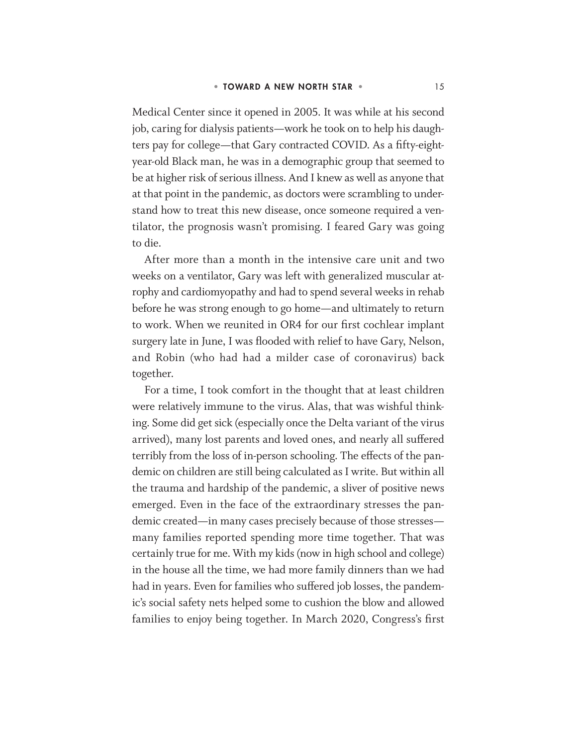Medical Center since it opened in 2005. It was while at his second job, caring for dialysis patients—work he took on to help his daughters pay for college—that Gary contracted COVID. As a fifty-eight-year-old Black man, he was in a demographic group that seemed to be at higher risk of serious illness. And I knew as well as anyone that at that point in the pandemic, as doctors were scrambling to understand how to treat this new disease, once someone required a ventilator, the prognosis wasn't promising. I feared Gary was going to die.

After more than a month in the intensive care unit and two weeks on a ventilator, Gary was left with generalized muscular atrophy and cardiomyopathy and had to spend several weeks in rehab before he was strong enough to go home—and ultimately to return to work. When we reunited in OR4 for our first cochlear implant surgery late in June, I was flooded with relief to have Gary, Nelson, and Robin (who had had a milder case of coronavirus) back together.

For a time, I took comfort in the thought that at least children were relatively immune to the virus. Alas, that was wishful thinking. Some did get sick (especially once the Delta variant of the virus arrived), many lost parents and loved ones, and nearly all suffered terribly from the loss of in-person schooling. The effects of the pandemic on children are still being calculated as I write. But within all the trauma and hardship of the pandemic, a sliver of positive news emerged. Even in the face of the extraordinary stresses the pandemic created—in many cases precisely because of those stresses—many families reported spending more time together. That was certainly true for me. With my kids (now in high school and college) in the house all the time, we had more family dinners than we had had in years. Even for families who suffered job losses, the pandemic's social safety nets helped some to cushion the blow and allowed families to enjoy being together. In March 2020, Congress's first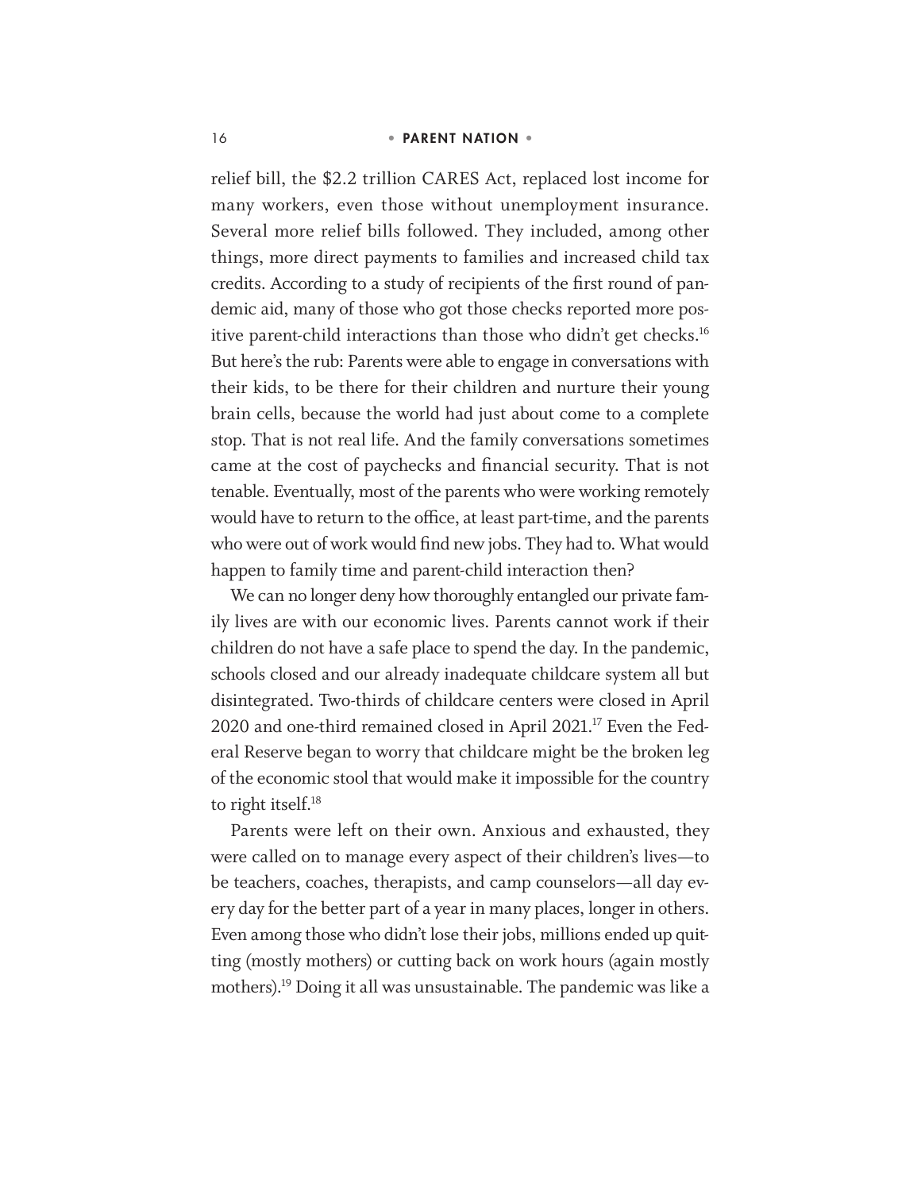relief bill, the $2.2 trillion CARES Act, replaced lost income for many workers, even those without unemployment insurance. Several more relief bills followed. They included, among other things, more direct payments to families and increased child tax credits. According to a study of recipients of the first round of pandemic aid, many of those who got those checks reported more positive parent-child interactions than those who didn't get checks.[16] But here's the rub: Parents were able to engage in conversations with their kids, to be there for their children and nurture their young brain cells, because the world had just about come to a complete stop. That is not real life. And the family conversations sometimes came at the cost of paychecks and financial security. That is not tenable. Eventually, most of the parents who were working remotely would have to return to the office, at least part-time, and the parents who were out of work would find new jobs. They had to. What would happen to family time and parent-child interaction then?

We can no longer deny how thoroughly entangled our private family lives are with our economic lives. Parents cannot work if their children do not have a safe place to spend the day. In the pandemic, schools closed and our already inadequate childcare system all but disintegrated. Two-thirds of childcare centers were closed in April 2020 and one-third remained closed in April 2021.[17] Even the Federal Reserve began to worry that childcare might be the broken leg of the economic stool that would make it impossible for the country to right itself.[18]

Parents were left on their own. Anxious and exhausted, they were called on to manage every aspect of their children's lives—to be teachers, coaches, therapists, and camp counselors—all day every day for the better part of a year in many places, longer in others. Even among those who didn't lose their jobs, millions ended up quitting (mostly mothers) or cutting back on work hours (again mostly mothers).[19] Doing it all was unsustainable. The pandemic was like a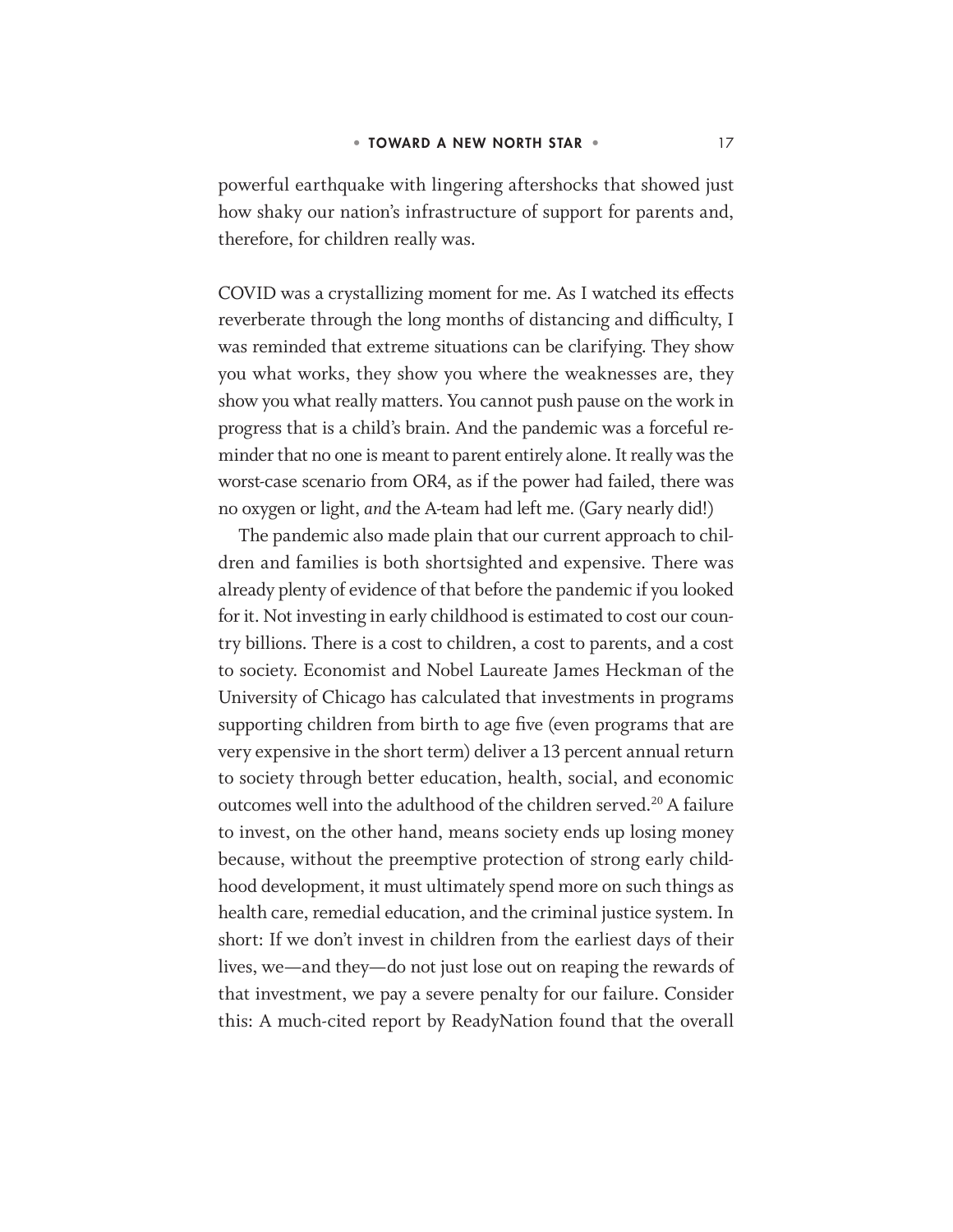powerful earthquake with lingering aftershocks that showed just how shaky our nation's infrastructure of support for parents and, therefore, for children really was.

COVID was a crystallizing moment for me. As I watched its effects reverberate through the long months of distancing and difficulty, I was reminded that extreme situations can be clarifying. They show you what works, they show you where the weaknesses are, they show you what really matters. You cannot push pause on the work in progress that is a child's brain. And the pandemic was a forceful reminder that no one is meant to parent entirely alone. It really was the worst-case scenario from OR4, as if the power had failed, there was no oxygen or light, *and* the A-team had left me. (Gary nearly did!)

The pandemic also made plain that our current approach to children and families is both shortsighted and expensive. There was already plenty of evidence of that before the pandemic if you looked for it. Not investing in early childhood is estimated to cost our country billions. There is a cost to children, a cost to parents, and a cost to society. Economist and Nobel Laureate James Heckman of the University of Chicago has calculated that investments in programs supporting children from birth to age five (even programs that are very expensive in the short term) deliver a 13 percent annual return to society through better education, health, social, and economic outcomes well into the adulthood of the children served.[20] A failure to invest, on the other hand, means society ends up losing money because, without the preemptive protection of strong early childhood development, it must ultimately spend more on such things as health care, remedial education, and the criminal justice system. In short: If we don't invest in children from the earliest days of their lives, we—and they—do not just lose out on reaping the rewards of that investment, we pay a severe penalty for our failure. Consider this: A much-cited report by ReadyNation found that the overall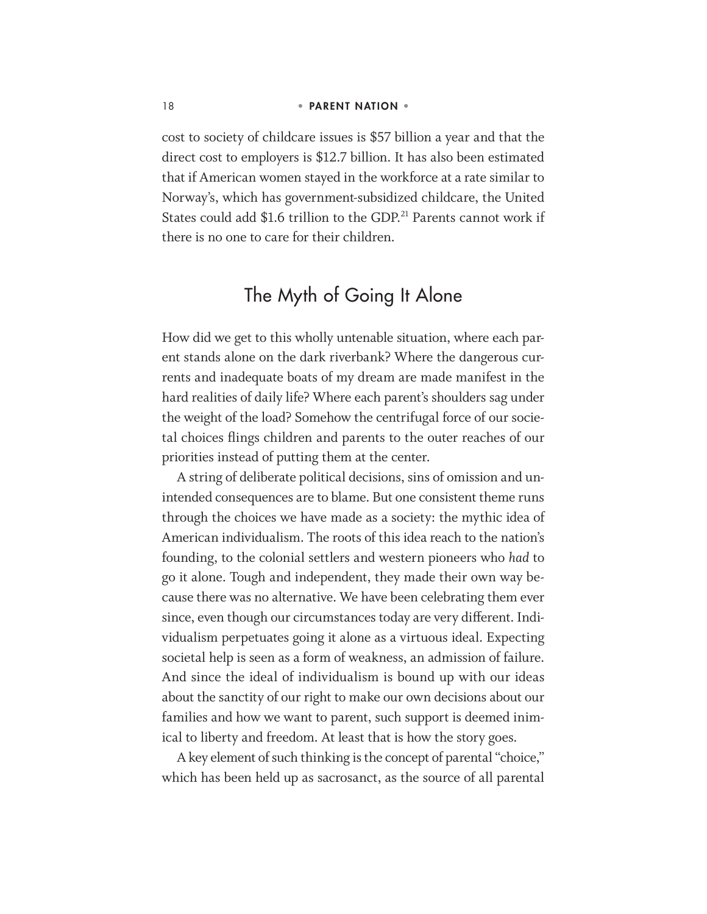cost to society of childcare issues is $57 billion a year and that the direct cost to employers is $12.7 billion. It has also been estimated that if American women stayed in the workforce at a rate similar to Norway's, which has government-subsidized childcare, the United States could add $1.6 trillion to the GDP.[21] Parents cannot work if there is no one to care for their children.

## The Myth of Going It Alone

How did we get to this wholly untenable situation, where each parent stands alone on the dark riverbank? Where the dangerous currents and inadequate boats of my dream are made manifest in the hard realities of daily life? Where each parent's shoulders sag under the weight of the load? Somehow the centrifugal force of our societal choices flings children and parents to the outer reaches of our priorities instead of putting them at the center.

A string of deliberate political decisions, sins of omission and unintended consequences are to blame. But one consistent theme runs through the choices we have made as a society: the mythic idea of American individualism. The roots of this idea reach to the nation's founding, to the colonial settlers and western pioneers who *had* to go it alone. Tough and independent, they made their own way because there was no alternative. We have been celebrating them ever since, even though our circumstances today are very different. Individualism perpetuates going it alone as a virtuous ideal. Expecting societal help is seen as a form of weakness, an admission of failure. And since the ideal of individualism is bound up with our ideas about the sanctity of our right to make our own decisions about our families and how we want to parent, such support is deemed inimical to liberty and freedom. At least that is how the story goes.

A key element of such thinking is the concept of parental "choice," which has been held up as sacrosanct, as the source of all parental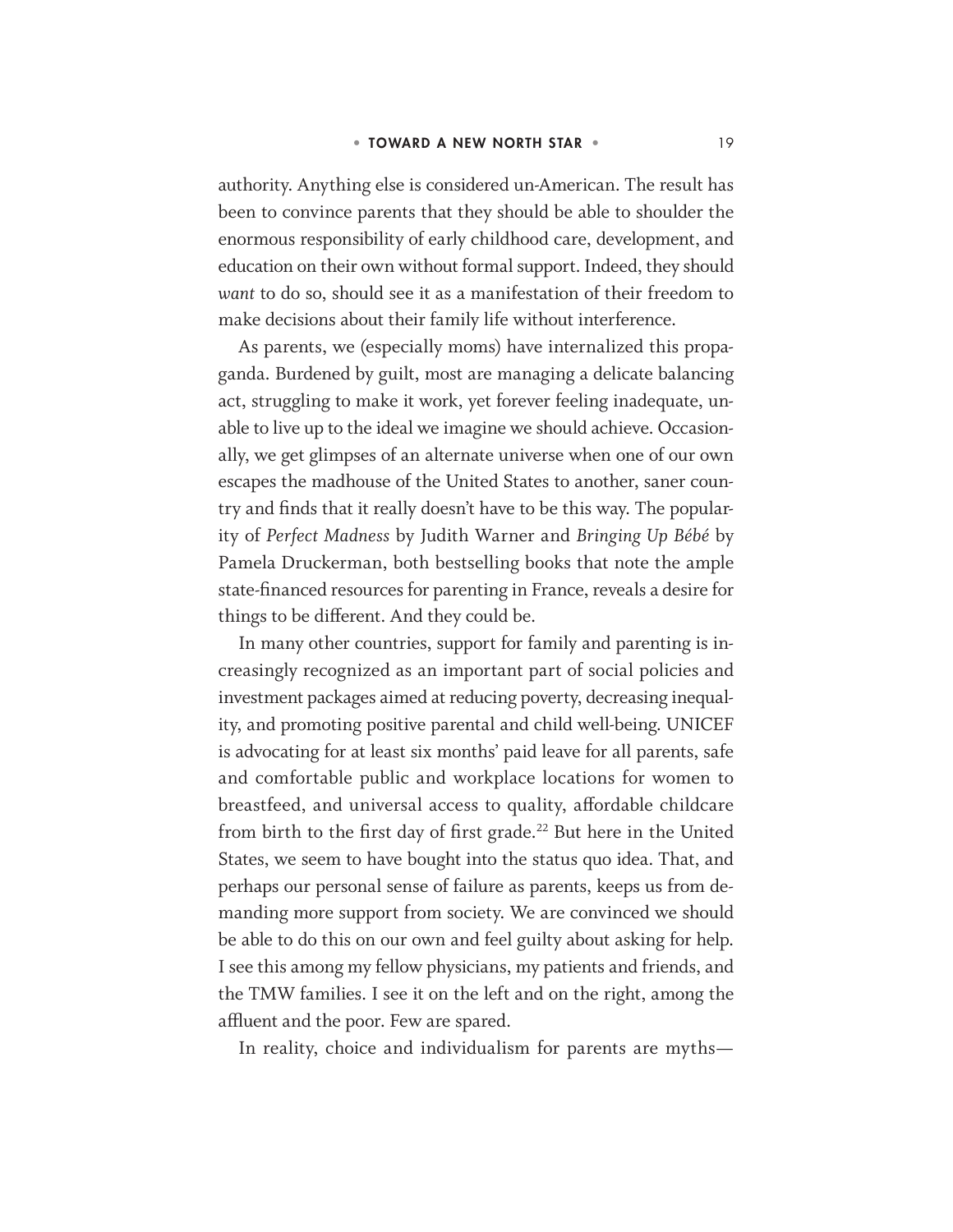authority. Anything else is considered un-American. The result has been to convince parents that they should be able to shoulder the enormous responsibility of early childhood care, development, and education on their own without formal support. Indeed, they should *want* to do so, should see it as a manifestation of their freedom to make decisions about their family life without interference.

As parents, we (especially moms) have internalized this propaganda. Burdened by guilt, most are managing a delicate balancing act, struggling to make it work, yet forever feeling inadequate, unable to live up to the ideal we imagine we should achieve. Occasionally, we get glimpses of an alternate universe when one of our own escapes the madhouse of the United States to another, saner country and finds that it really doesn't have to be this way. The popularity of *Perfect Madness* by Judith Warner and *Bringing Up Bébé* by Pamela Druckerman, both bestselling books that note the ample state-financed resources for parenting in France, reveals a desire for things to be different. And they could be.

In many other countries, support for family and parenting is increasingly recognized as an important part of social policies and investment packages aimed at reducing poverty, decreasing inequality, and promoting positive parental and child well-being. UNICEF is advocating for at least six months' paid leave for all parents, safe and comfortable public and workplace locations for women to breastfeed, and universal access to quality, affordable childcare from birth to the first day of first grade.[22] But here in the United States, we seem to have bought into the status quo idea. That, and perhaps our personal sense of failure as parents, keeps us from demanding more support from society. We are convinced we should be able to do this on our own and feel guilty about asking for help. I see this among my fellow physicians, my patients and friends, and the TMW families. I see it on the left and on the right, among the affluent and the poor. Few are spared.

In reality, choice and individualism for parents are myths—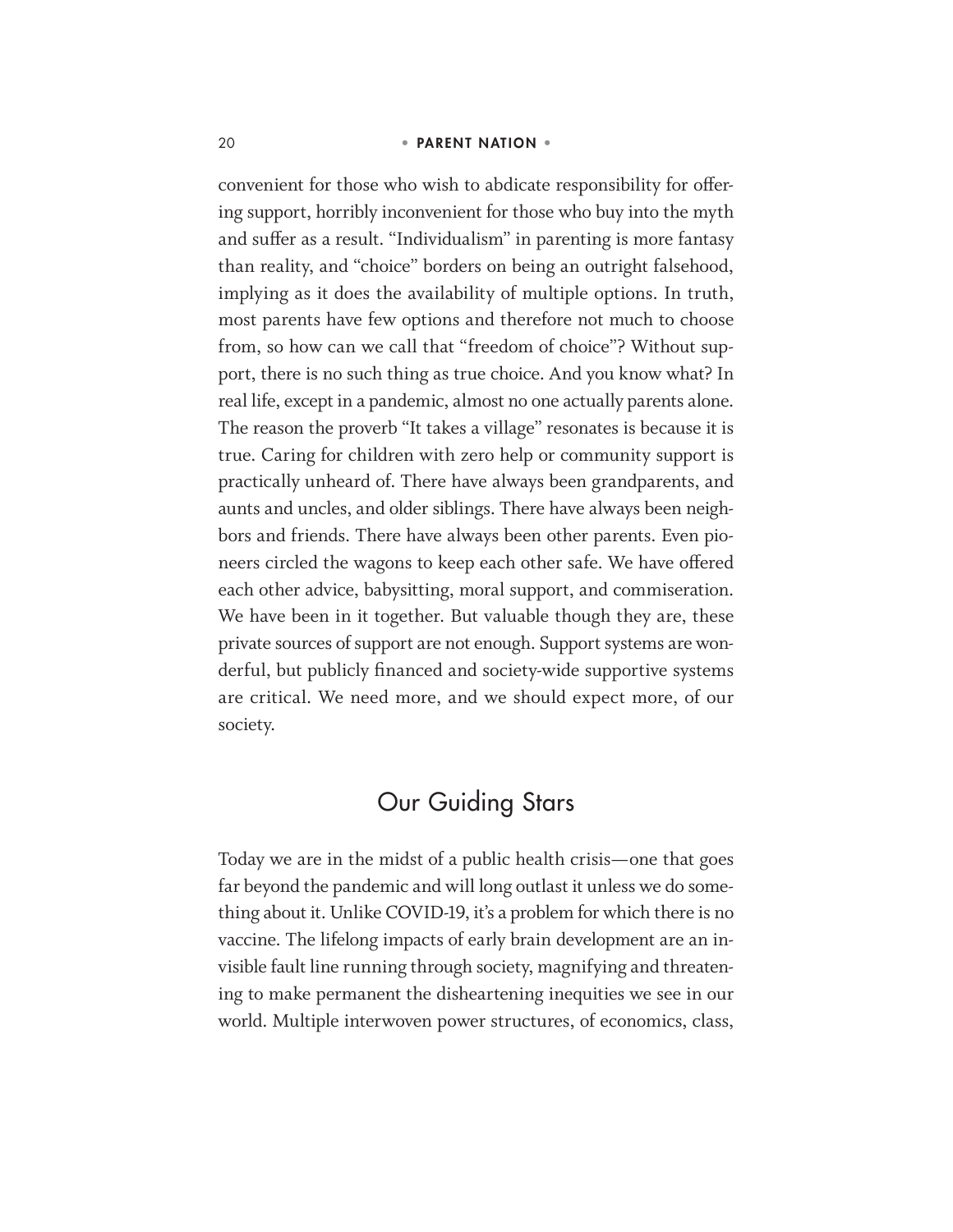convenient for those who wish to abdicate responsibility for offering support, horribly inconvenient for those who buy into the myth and suffer as a result. "Individualism" in parenting is more fantasy than reality, and "choice" borders on being an outright falsehood, implying as it does the availability of multiple options. In truth, most parents have few options and therefore not much to choose from, so how can we call that "freedom of choice"? Without support, there is no such thing as true choice. And you know what? In real life, except in a pandemic, almost no one actually parents alone. The reason the proverb "It takes a village" resonates is because it is true. Caring for children with zero help or community support is practically unheard of. There have always been grandparents, and aunts and uncles, and older siblings. There have always been neighbors and friends. There have always been other parents. Even pioneers circled the wagons to keep each other safe. We have offered each other advice, babysitting, moral support, and commiseration. We have been in it together. But valuable though they are, these private sources of support are not enough. Support systems are wonderful, but publicly financed and society-wide supportive systems are critical. We need more, and we should expect more, of our society.

## Our Guiding Stars

Today we are in the midst of a public health crisis—one that goes far beyond the pandemic and will long outlast it unless we do something about it. Unlike COVID-19, it's a problem for which there is no vaccine. The lifelong impacts of early brain development are an invisible fault line running through society, magnifying and threatening to make permanent the disheartening inequities we see in our world. Multiple interwoven power structures, of economics, class,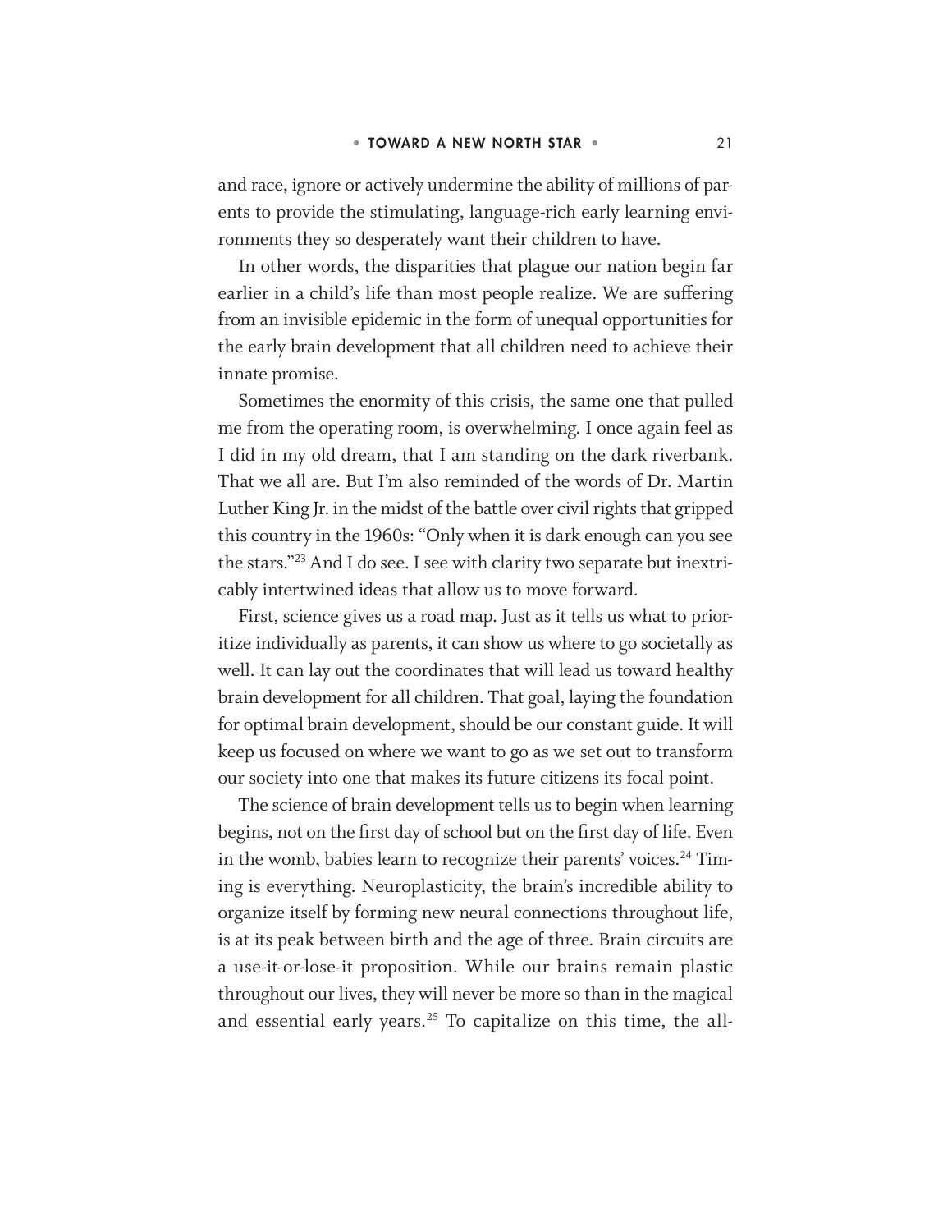and race, ignore or actively undermine the ability of millions of parents to provide the stimulating, language-rich early learning environments they so desperately want their children to have.

In other words, the disparities that plague our nation begin far earlier in a child's life than most people realize. We are suffering from an invisible epidemic in the form of unequal opportunities for the early brain development that all children need to achieve their innate promise.

Sometimes the enormity of this crisis, the same one that pulled me from the operating room, is overwhelming. I once again feel as I did in my old dream, that I am standing on the dark riverbank. That we all are. But I'm also reminded of the words of Dr. Martin Luther King Jr. in the midst of the battle over civil rights that gripped this country in the 1960s: "Only when it is dark enough can you see the stars."[23] And I do see. I see with clarity two separate but inextricably intertwined ideas that allow us to move forward.

First, science gives us a road map. Just as it tells us what to prioritize individually as parents, it can show us where to go societally as well. It can lay out the coordinates that will lead us toward healthy brain development for all children. That goal, laying the foundation for optimal brain development, should be our constant guide. It will keep us focused on where we want to go as we set out to transform our society into one that makes its future citizens its focal point.

The science of brain development tells us to begin when learning begins, not on the first day of school but on the first day of life. Even in the womb, babies learn to recognize their parents' voices.[24] Timing is everything. Neuroplasticity, the brain's incredible ability to organize itself by forming new neural connections throughout life, is at its peak between birth and the age of three. Brain circuits are a use-it-or-lose-it proposition. While our brains remain plastic throughout our lives, they will never be more so than in the magical and essential early years.[25] To capitalize on this time, the all-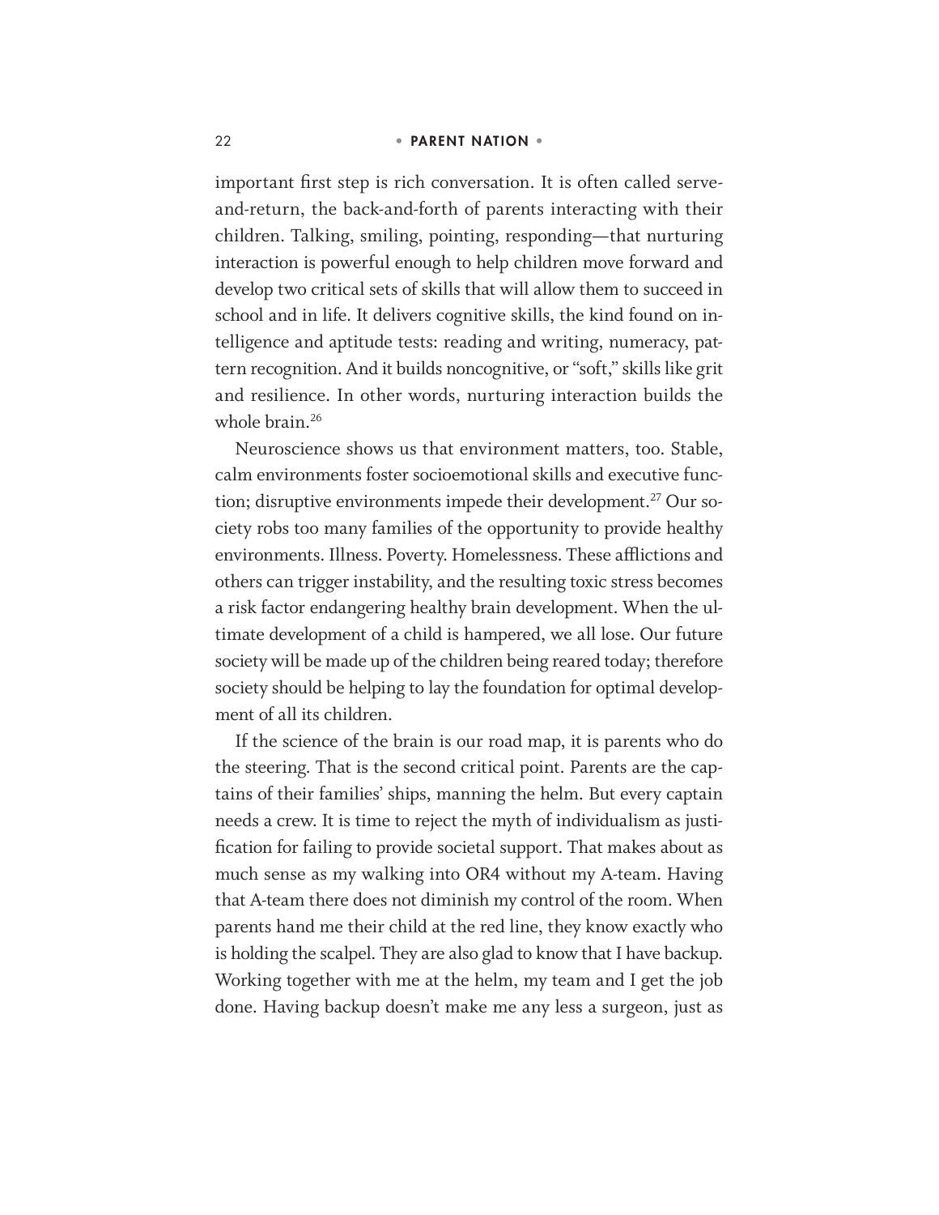important first step is rich conversation. It is often called serve-and-return, the back-and-forth of parents interacting with their children. Talking, smiling, pointing, responding—that nurturing interaction is powerful enough to help children move forward and develop two critical sets of skills that will allow them to succeed in school and in life. It delivers cognitive skills, the kind found on intelligence and aptitude tests: reading and writing, numeracy, pattern recognition. And it builds noncognitive, or "soft," skills like grit and resilience. In other words, nurturing interaction builds the whole brain.[26]

Neuroscience shows us that environment matters, too. Stable, calm environments foster socioemotional skills and executive function; disruptive environments impede their development.[27] Our society robs too many families of the opportunity to provide healthy environments. Illness. Poverty. Homelessness. These afflictions and others can trigger instability, and the resulting toxic stress becomes a risk factor endangering healthy brain development. When the ultimate development of a child is hampered, we all lose. Our future society will be made up of the children being reared today; therefore society should be helping to lay the foundation for optimal development of all its children.

If the science of the brain is our road map, it is parents who do the steering. That is the second critical point. Parents are the captains of their families' ships, manning the helm. But every captain needs a crew. It is time to reject the myth of individualism as justification for failing to provide societal support. That makes about as much sense as my walking into OR4 without my A-team. Having that A-team there does not diminish my control of the room. When parents hand me their child at the red line, they know exactly who is holding the scalpel. They are also glad to know that I have backup. Working together with me at the helm, my team and I get the job done. Having backup doesn't make me any less a surgeon, just as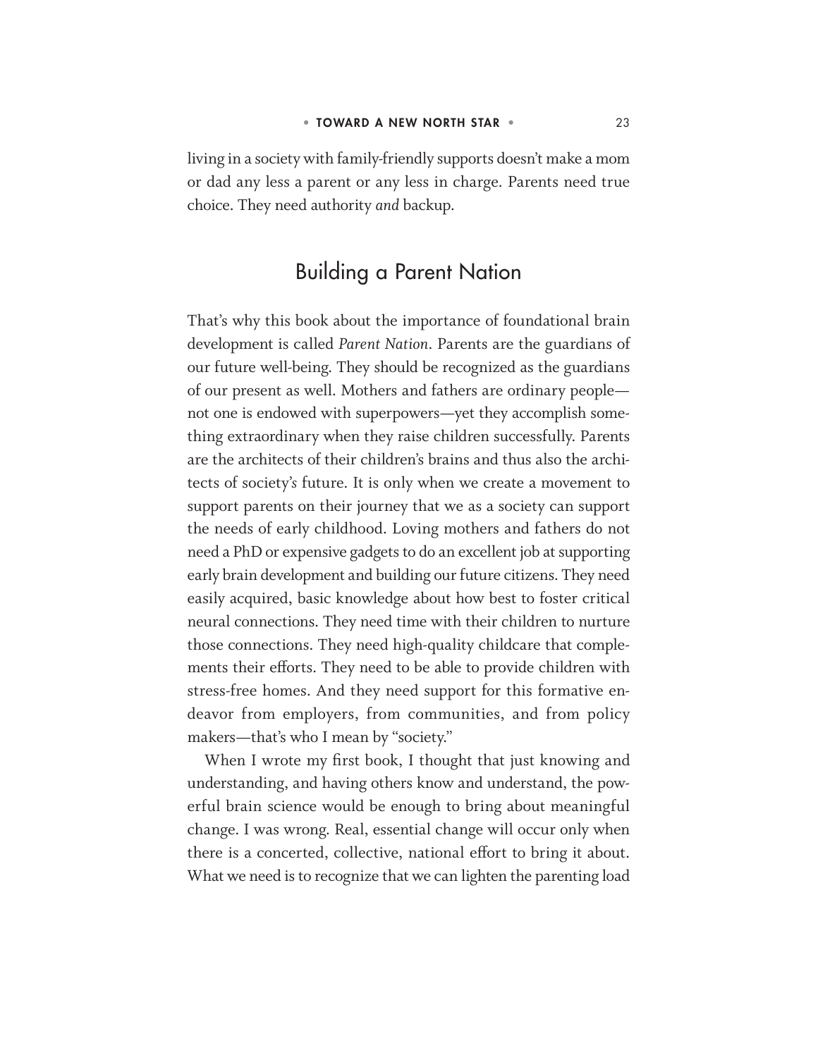living in a society with family-friendly supports doesn't make a mom or dad any less a parent or any less in charge. Parents need true choice. They need authority *and* backup.

## Building a Parent Nation

That's why this book about the importance of foundational brain development is called *Parent Nation*. Parents are the guardians of our future well-being. They should be recognized as the guardians of our present as well. Mothers and fathers are ordinary people—not one is endowed with superpowers—yet they accomplish something extraordinary when they raise children successfully. Parents are the architects of their children's brains and thus also the architects of society's future. It is only when we create a movement to support parents on their journey that we as a society can support the needs of early childhood. Loving mothers and fathers do not need a PhD or expensive gadgets to do an excellent job at supporting early brain development and building our future citizens. They need easily acquired, basic knowledge about how best to foster critical neural connections. They need time with their children to nurture those connections. They need high-quality childcare that complements their efforts. They need to be able to provide children with stress-free homes. And they need support for this formative endeavor from employers, from communities, and from policy makers—that's who I mean by "society."

When I wrote my first book, I thought that just knowing and understanding, and having others know and understand, the powerful brain science would be enough to bring about meaningful change. I was wrong. Real, essential change will occur only when there is a concerted, collective, national effort to bring it about. What we need is to recognize that we can lighten the parenting load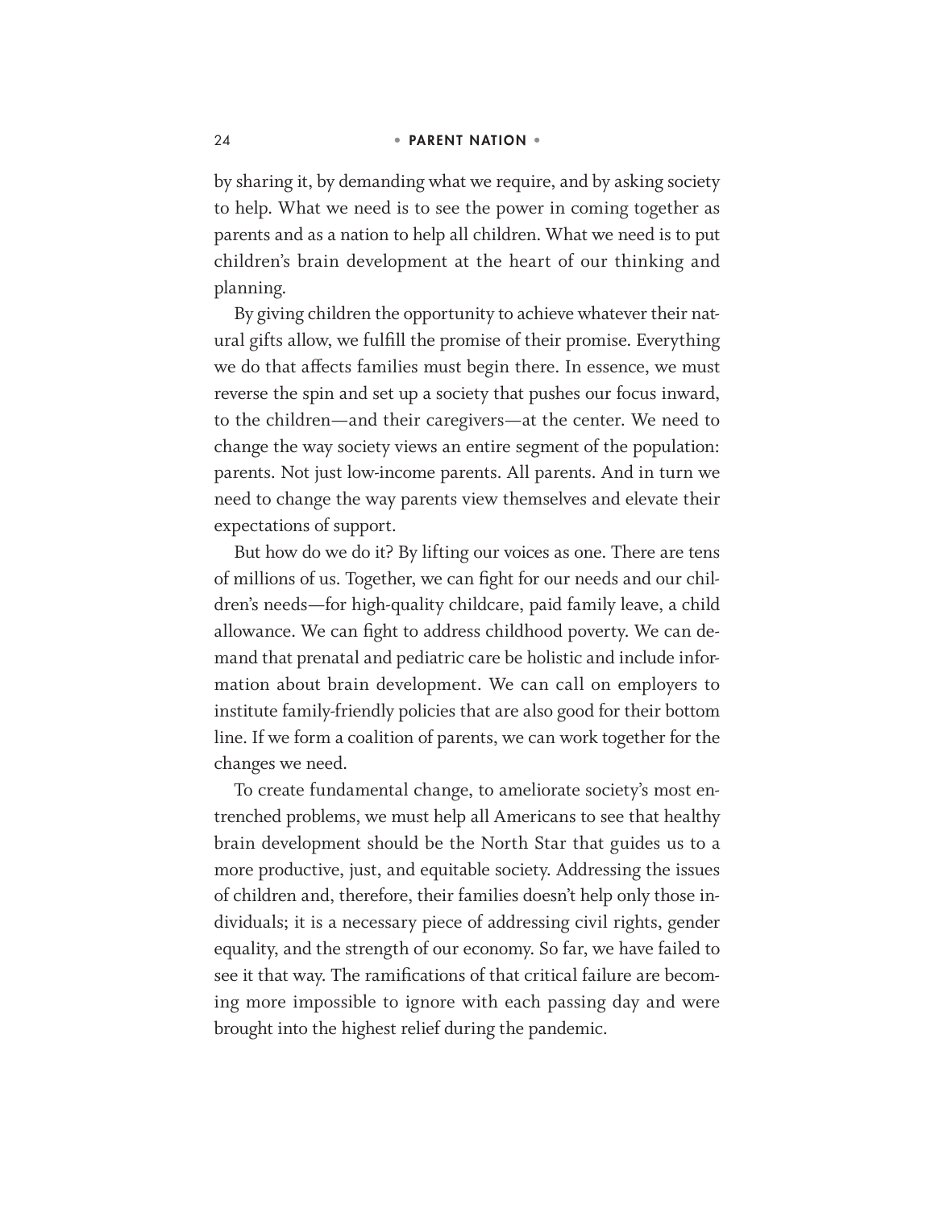by sharing it, by demanding what we require, and by asking society to help. What we need is to see the power in coming together as parents and as a nation to help all children. What we need is to put children's brain development at the heart of our thinking and planning.

By giving children the opportunity to achieve whatever their natural gifts allow, we fulfill the promise of their promise. Everything we do that affects families must begin there. In essence, we must reverse the spin and set up a society that pushes our focus inward, to the children—and their caregivers—at the center. We need to change the way society views an entire segment of the population: parents. Not just low-income parents. All parents. And in turn we need to change the way parents view themselves and elevate their expectations of support.

But how do we do it? By lifting our voices as one. There are tens of millions of us. Together, we can fight for our needs and our children's needs—for high-quality childcare, paid family leave, a child allowance. We can fight to address childhood poverty. We can demand that prenatal and pediatric care be holistic and include information about brain development. We can call on employers to institute family-friendly policies that are also good for their bottom line. If we form a coalition of parents, we can work together for the changes we need.

To create fundamental change, to ameliorate society's most entrenched problems, we must help all Americans to see that healthy brain development should be the North Star that guides us to a more productive, just, and equitable society. Addressing the issues of children and, therefore, their families doesn't help only those individuals; it is a necessary piece of addressing civil rights, gender equality, and the strength of our economy. So far, we have failed to see it that way. The ramifications of that critical failure are becoming more impossible to ignore with each passing day and were brought into the highest relief during the pandemic.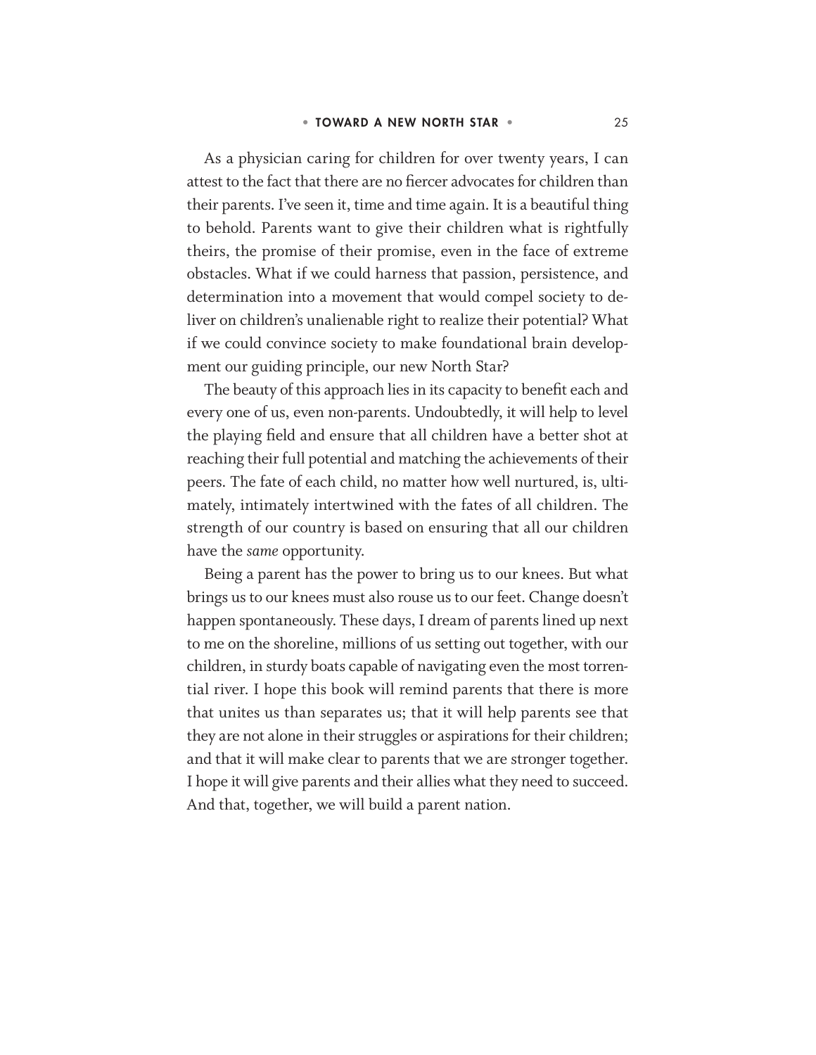As a physician caring for children for over twenty years, I can attest to the fact that there are no fiercer advocates for children than their parents. I've seen it, time and time again. It is a beautiful thing to behold. Parents want to give their children what is rightfully theirs, the promise of their promise, even in the face of extreme obstacles. What if we could harness that passion, persistence, and determination into a movement that would compel society to deliver on children's unalienable right to realize their potential? What if we could convince society to make foundational brain development our guiding principle, our new North Star?

The beauty of this approach lies in its capacity to benefit each and every one of us, even non-parents. Undoubtedly, it will help to level the playing field and ensure that all children have a better shot at reaching their full potential and matching the achievements of their peers. The fate of each child, no matter how well nurtured, is, ultimately, intimately intertwined with the fates of all children. The strength of our country is based on ensuring that all our children have the *same* opportunity.

Being a parent has the power to bring us to our knees. But what brings us to our knees must also rouse us to our feet. Change doesn't happen spontaneously. These days, I dream of parents lined up next to me on the shoreline, millions of us setting out together, with our children, in sturdy boats capable of navigating even the most torrential river. I hope this book will remind parents that there is more that unites us than separates us; that it will help parents see that they are not alone in their struggles or aspirations for their children; and that it will make clear to parents that we are stronger together. I hope it will give parents and their allies what they need to succeed. And that, together, we will build a parent nation.